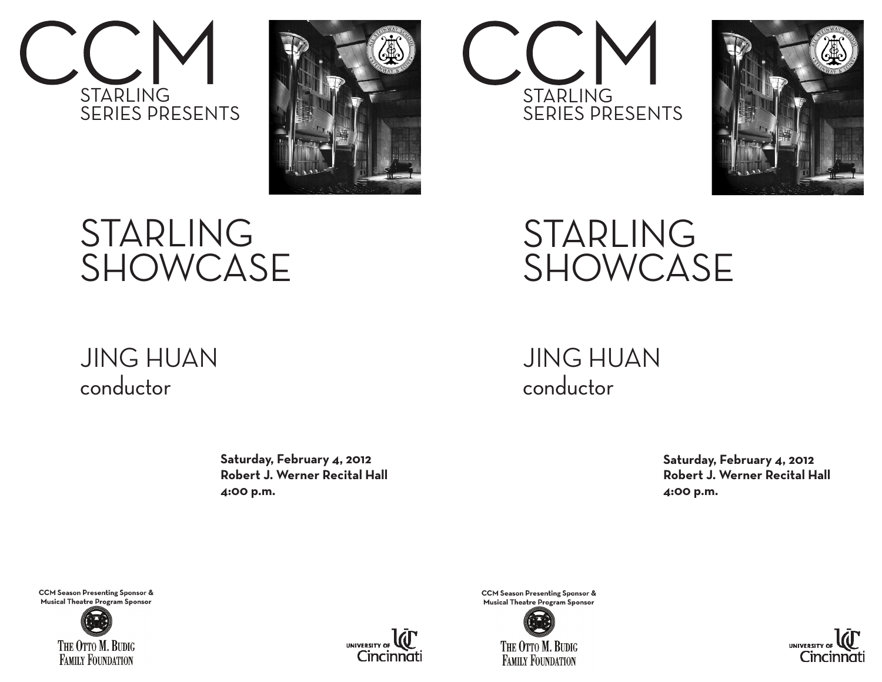# CCM

STARLING
SERIES PRESENTS

# STARLING SHOWCASE

## JING HUAN
conductor

**Saturday, February 4, 2012**
**Robert J. Werner Recital Hall**
**4:00 p.m.**

**CCM Season Presenting Sponsor & Musical Theatre Program Sponsor**

The Otto M. Budig Family Foundation

University of Cincinnati

# CCM

STARLING
SERIES PRESENTS

# STARLING SHOWCASE

## JING HUAN
conductor

**Saturday, February 4, 2012**
**Robert J. Werner Recital Hall**
**4:00 p.m.**

**CCM Season Presenting Sponsor & Musical Theatre Program Sponsor**

The Otto M. Budig Family Foundation

University of Cincinnati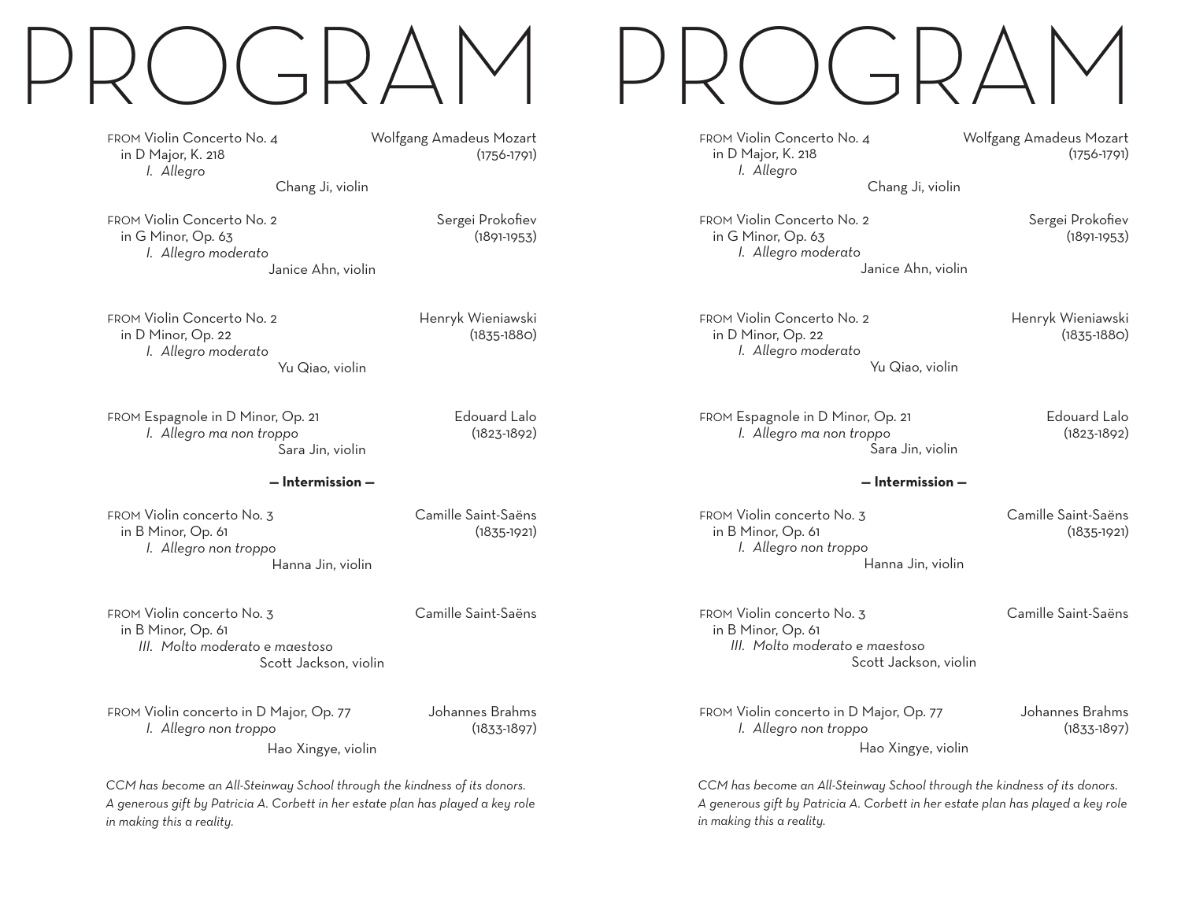# PROGRAM

FROM Violin Concerto No. 4 in D Major, K. 218 — Wolfgang Amadeus Mozart (1756-1791)
*I. Allegro*
Chang Ji, violin

FROM Violin Concerto No. 2 in G Minor, Op. 63 — Sergei Prokofiev (1891-1953)
*I. Allegro moderato*
Janice Ahn, violin

FROM Violin Concerto No. 2 in D Minor, Op. 22 — Henryk Wieniawski (1835-1880)
*I. Allegro moderato*
Yu Qiao, violin

FROM Espagnole in D Minor, Op. 21 — Edouard Lalo (1823-1892)
*I. Allegro ma non troppo*
Sara Jin, violin

**— Intermission —**

FROM Violin concerto No. 3 in B Minor, Op. 61 — Camille Saint-Saëns (1835-1921)
*I. Allegro non troppo*
Hanna Jin, violin

FROM Violin concerto No. 3 in B Minor, Op. 61 — Camille Saint-Saëns
*III. Molto moderato e maestoso*
Scott Jackson, violin

FROM Violin concerto in D Major, Op. 77 — Johannes Brahms (1833-1897)
*I. Allegro non troppo*
Hao Xingye, violin

*CCM has become an All-Steinway School through the kindness of its donors. A generous gift by Patricia A. Corbett in her estate plan has played a key role in making this a reality.*

# PROGRAM

FROM Violin Concerto No. 4 in D Major, K. 218 — Wolfgang Amadeus Mozart (1756-1791)
*I. Allegro*
Chang Ji, violin

FROM Violin Concerto No. 2 in G Minor, Op. 63 — Sergei Prokofiev (1891-1953)
*I. Allegro moderato*
Janice Ahn, violin

FROM Violin Concerto No. 2 in D Minor, Op. 22 — Henryk Wieniawski (1835-1880)
*I. Allegro moderato*
Yu Qiao, violin

FROM Espagnole in D Minor, Op. 21 — Edouard Lalo (1823-1892)
*I. Allegro ma non troppo*
Sara Jin, violin

**— Intermission —**

FROM Violin concerto No. 3 in B Minor, Op. 61 — Camille Saint-Saëns (1835-1921)
*I. Allegro non troppo*
Hanna Jin, violin

FROM Violin concerto No. 3 in B Minor, Op. 61 — Camille Saint-Saëns
*III. Molto moderato e maestoso*
Scott Jackson, violin

FROM Violin concerto in D Major, Op. 77 — Johannes Brahms (1833-1897)
*I. Allegro non troppo*
Hao Xingye, violin

*CCM has become an All-Steinway School through the kindness of its donors. A generous gift by Patricia A. Corbett in her estate plan has played a key role in making this a reality.*